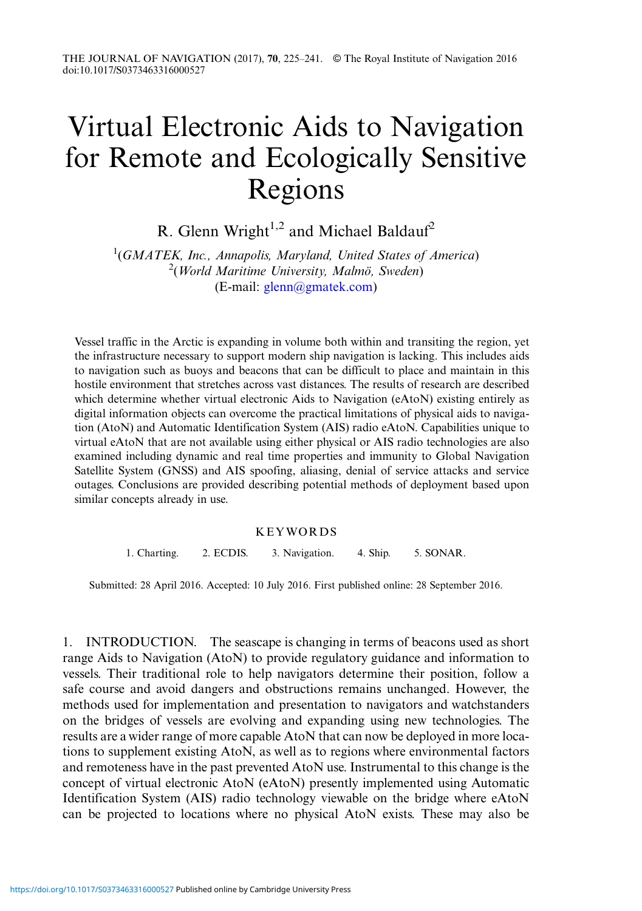# Virtual Electronic Aids to Navigation for Remote and Ecologically Sensitive Regions

R. Glenn Wright[1,2] and Michael Baldauf[2]

[1](*GMATEK, Inc., Annapolis, Maryland, United States of America*)
[2](*World Maritime University, Malmö, Sweden*)
(E-mail: glenn@gmatek.com)

Vessel traffic in the Arctic is expanding in volume both within and transiting the region, yet the infrastructure necessary to support modern ship navigation is lacking. This includes aids to navigation such as buoys and beacons that can be difficult to place and maintain in this hostile environment that stretches across vast distances. The results of research are described which determine whether virtual electronic Aids to Navigation (eAtoN) existing entirely as digital information objects can overcome the practical limitations of physical aids to navigation (AtoN) and Automatic Identification System (AIS) radio eAtoN. Capabilities unique to virtual eAtoN that are not available using either physical or AIS radio technologies are also examined including dynamic and real time properties and immunity to Global Navigation Satellite System (GNSS) and AIS spoofing, aliasing, denial of service attacks and service outages. Conclusions are provided describing potential methods of deployment based upon similar concepts already in use.

## KEYWORDS

1. Charting. 2. ECDIS. 3. Navigation. 4. Ship. 5. SONAR.

Submitted: 28 April 2016. Accepted: 10 July 2016. First published online: 28 September 2016.

## 1. INTRODUCTION.

The seascape is changing in terms of beacons used as short range Aids to Navigation (AtoN) to provide regulatory guidance and information to vessels. Their traditional role to help navigators determine their position, follow a safe course and avoid dangers and obstructions remains unchanged. However, the methods used for implementation and presentation to navigators and watchstanders on the bridges of vessels are evolving and expanding using new technologies. The results are a wider range of more capable AtoN that can now be deployed in more locations to supplement existing AtoN, as well as to regions where environmental factors and remoteness have in the past prevented AtoN use. Instrumental to this change is the concept of virtual electronic AtoN (eAtoN) presently implemented using Automatic Identification System (AIS) radio technology viewable on the bridge where eAtoN can be projected to locations where no physical AtoN exists. These may also be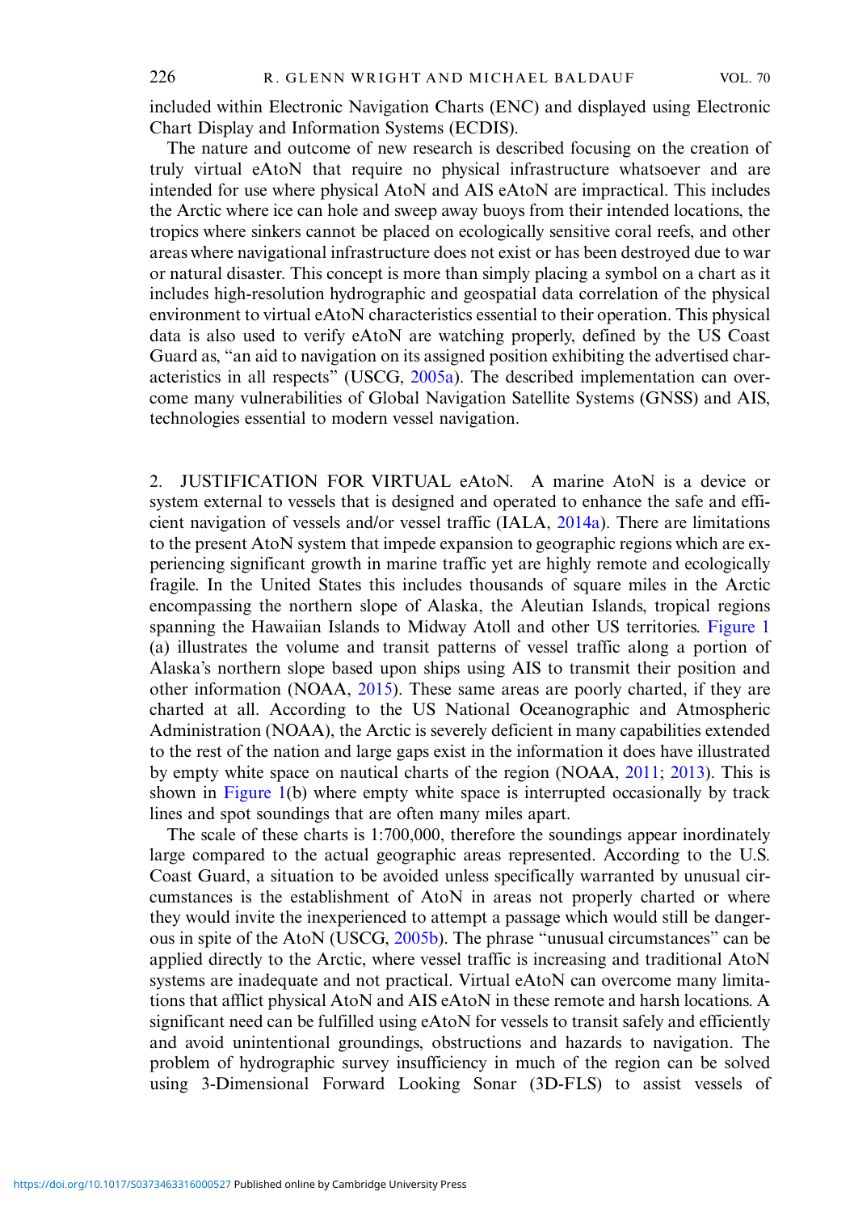included within Electronic Navigation Charts (ENC) and displayed using Electronic Chart Display and Information Systems (ECDIS).

The nature and outcome of new research is described focusing on the creation of truly virtual eAtoN that require no physical infrastructure whatsoever and are intended for use where physical AtoN and AIS eAtoN are impractical. This includes the Arctic where ice can hole and sweep away buoys from their intended locations, the tropics where sinkers cannot be placed on ecologically sensitive coral reefs, and other areas where navigational infrastructure does not exist or has been destroyed due to war or natural disaster. This concept is more than simply placing a symbol on a chart as it includes high-resolution hydrographic and geospatial data correlation of the physical environment to virtual eAtoN characteristics essential to their operation. This physical data is also used to verify eAtoN are watching properly, defined by the US Coast Guard as, "an aid to navigation on its assigned position exhibiting the advertised characteristics in all respects" (USCG, 2005a). The described implementation can overcome many vulnerabilities of Global Navigation Satellite Systems (GNSS) and AIS, technologies essential to modern vessel navigation.

## 2. JUSTIFICATION FOR VIRTUAL eAtoN.

A marine AtoN is a device or system external to vessels that is designed and operated to enhance the safe and efficient navigation of vessels and/or vessel traffic (IALA, 2014a). There are limitations to the present AtoN system that impede expansion to geographic regions which are experiencing significant growth in marine traffic yet are highly remote and ecologically fragile. In the United States this includes thousands of square miles in the Arctic encompassing the northern slope of Alaska, the Aleutian Islands, tropical regions spanning the Hawaiian Islands to Midway Atoll and other US territories. Figure 1 (a) illustrates the volume and transit patterns of vessel traffic along a portion of Alaska's northern slope based upon ships using AIS to transmit their position and other information (NOAA, 2015). These same areas are poorly charted, if they are charted at all. According to the US National Oceanographic and Atmospheric Administration (NOAA), the Arctic is severely deficient in many capabilities extended to the rest of the nation and large gaps exist in the information it does have illustrated by empty white space on nautical charts of the region (NOAA, 2011; 2013). This is shown in Figure 1(b) where empty white space is interrupted occasionally by track lines and spot soundings that are often many miles apart.

The scale of these charts is 1:700,000, therefore the soundings appear inordinately large compared to the actual geographic areas represented. According to the U.S. Coast Guard, a situation to be avoided unless specifically warranted by unusual circumstances is the establishment of AtoN in areas not properly charted or where they would invite the inexperienced to attempt a passage which would still be dangerous in spite of the AtoN (USCG, 2005b). The phrase "unusual circumstances" can be applied directly to the Arctic, where vessel traffic is increasing and traditional AtoN systems are inadequate and not practical. Virtual eAtoN can overcome many limitations that afflict physical AtoN and AIS eAtoN in these remote and harsh locations. A significant need can be fulfilled using eAtoN for vessels to transit safely and efficiently and avoid unintentional groundings, obstructions and hazards to navigation. The problem of hydrographic survey insufficiency in much of the region can be solved using 3-Dimensional Forward Looking Sonar (3D-FLS) to assist vessels of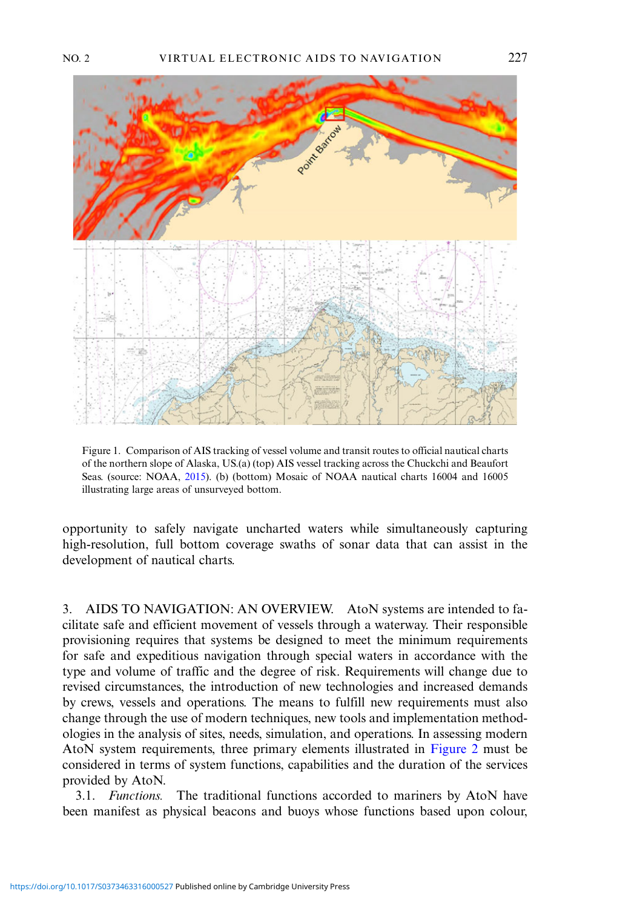Figure 1. Comparison of AIS tracking of vessel volume and transit routes to official nautical charts of the northern slope of Alaska, US.(a) (top) AIS vessel tracking across the Chuckchi and Beaufort Seas. (source: NOAA, 2015). (b) (bottom) Mosaic of NOAA nautical charts 16004 and 16005 illustrating large areas of unsurveyed bottom.

opportunity to safely navigate uncharted waters while simultaneously capturing high-resolution, full bottom coverage swaths of sonar data that can assist in the development of nautical charts.

## 3. AIDS TO NAVIGATION: AN OVERVIEW.

AtoN systems are intended to facilitate safe and efficient movement of vessels through a waterway. Their responsible provisioning requires that systems be designed to meet the minimum requirements for safe and expeditious navigation through special waters in accordance with the type and volume of traffic and the degree of risk. Requirements will change due to revised circumstances, the introduction of new technologies and increased demands by crews, vessels and operations. The means to fulfill new requirements must also change through the use of modern techniques, new tools and implementation methodologies in the analysis of sites, needs, simulation, and operations. In assessing modern AtoN system requirements, three primary elements illustrated in Figure 2 must be considered in terms of system functions, capabilities and the duration of the services provided by AtoN.

3.1. *Functions.* The traditional functions accorded to mariners by AtoN have been manifest as physical beacons and buoys whose functions based upon colour,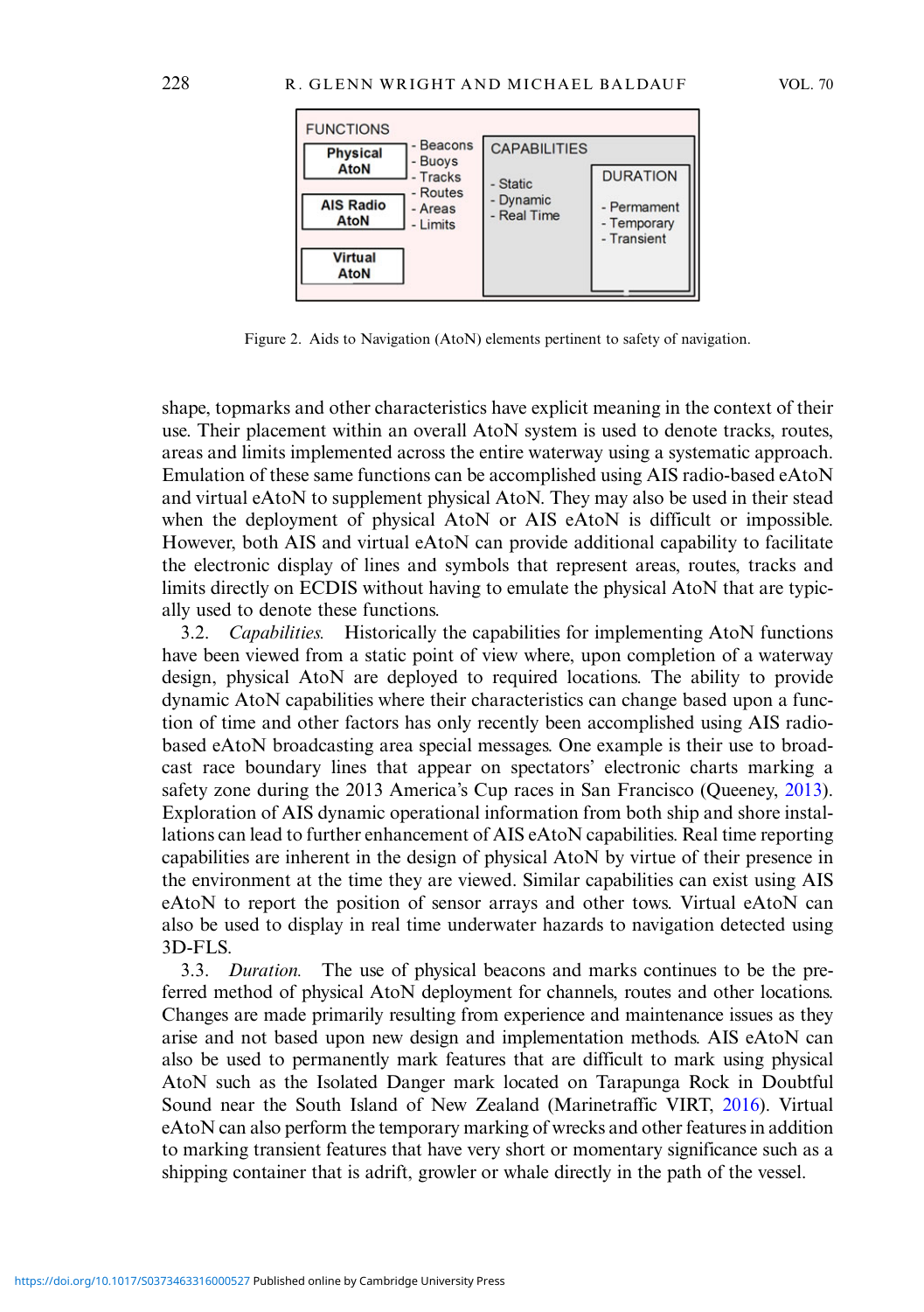FUNCTIONS

Physical AtoN
AIS Radio AtoN
Virtual AtoN

- Beacons
- Buoys
- Tracks
- Routes
- Areas
- Limits

CAPABILITIES

- Static
- Dynamic
- Real Time

DURATION

- Permanent
- Temporary
- Transient

Figure 2. Aids to Navigation (AtoN) elements pertinent to safety of navigation.

shape, topmarks and other characteristics have explicit meaning in the context of their use. Their placement within an overall AtoN system is used to denote tracks, routes, areas and limits implemented across the entire waterway using a systematic approach. Emulation of these same functions can be accomplished using AIS radio-based eAtoN and virtual eAtoN to supplement physical AtoN. They may also be used in their stead when the deployment of physical AtoN or AIS eAtoN is difficult or impossible. However, both AIS and virtual eAtoN can provide additional capability to facilitate the electronic display of lines and symbols that represent areas, routes, tracks and limits directly on ECDIS without having to emulate the physical AtoN that are typically used to denote these functions.

3.2. *Capabilities.* Historically the capabilities for implementing AtoN functions have been viewed from a static point of view where, upon completion of a waterway design, physical AtoN are deployed to required locations. The ability to provide dynamic AtoN capabilities where their characteristics can change based upon a function of time and other factors has only recently been accomplished using AIS radio-based eAtoN broadcasting area special messages. One example is their use to broadcast race boundary lines that appear on spectators' electronic charts marking a safety zone during the 2013 America's Cup races in San Francisco (Queeney, 2013). Exploration of AIS dynamic operational information from both ship and shore installations can lead to further enhancement of AIS eAtoN capabilities. Real time reporting capabilities are inherent in the design of physical AtoN by virtue of their presence in the environment at the time they are viewed. Similar capabilities can exist using AIS eAtoN to report the position of sensor arrays and other tows. Virtual eAtoN can also be used to display in real time underwater hazards to navigation detected using 3D-FLS.

3.3. *Duration.* The use of physical beacons and marks continues to be the preferred method of physical AtoN deployment for channels, routes and other locations. Changes are made primarily resulting from experience and maintenance issues as they arise and not based upon new design and implementation methods. AIS eAtoN can also be used to permanently mark features that are difficult to mark using physical AtoN such as the Isolated Danger mark located on Tarapunga Rock in Doubtful Sound near the South Island of New Zealand (Marinetraffic VIRT, 2016). Virtual eAtoN can also perform the temporary marking of wrecks and other features in addition to marking transient features that have very short or momentary significance such as a shipping container that is adrift, growler or whale directly in the path of the vessel.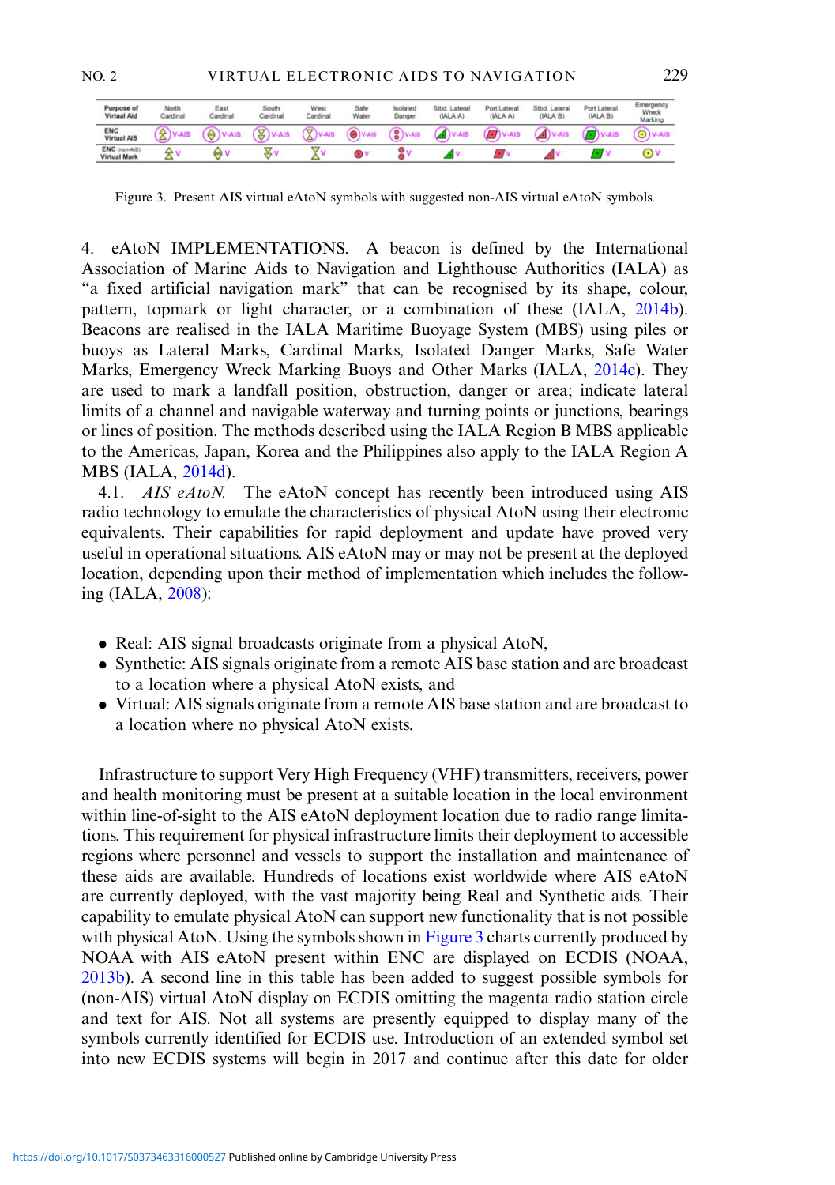| Purpose of Virtual Aid | North Cardinal | East Cardinal | South Cardinal | West Cardinal | Safe Water | Isolated Danger | Stbd. Lateral (IALA A) | Port Lateral (IALA A) | Stbd. Lateral (IALA B) | Port Lateral (IALA B) | Emergency Wreck Marking |
|---|---|---|---|---|---|---|---|---|---|---|---|
| ENC Virtual AIS | V-AIS | V-AIS | V-AIS | V-AIS | V-AIS | V-AIS | V-AIS | V-AIS | V-AIS | V-AIS | V-AIS |
| ENC (non-AIS) Virtual Mark | V | V | V | V | V | V | V | V | V | V | V |

Figure 3. Present AIS virtual eAtoN symbols with suggested non-AIS virtual eAtoN symbols.

4. eAtoN IMPLEMENTATIONS. A beacon is defined by the International Association of Marine Aids to Navigation and Lighthouse Authorities (IALA) as "a fixed artificial navigation mark" that can be recognised by its shape, colour, pattern, topmark or light character, or a combination of these (IALA, 2014b). Beacons are realised in the IALA Maritime Buoyage System (MBS) using piles or buoys as Lateral Marks, Cardinal Marks, Isolated Danger Marks, Safe Water Marks, Emergency Wreck Marking Buoys and Other Marks (IALA, 2014c). They are used to mark a landfall position, obstruction, danger or area; indicate lateral limits of a channel and navigable waterway and turning points or junctions, bearings or lines of position. The methods described using the IALA Region B MBS applicable to the Americas, Japan, Korea and the Philippines also apply to the IALA Region A MBS (IALA, 2014d).

4.1. *AIS eAtoN.* The eAtoN concept has recently been introduced using AIS radio technology to emulate the characteristics of physical AtoN using their electronic equivalents. Their capabilities for rapid deployment and update have proved very useful in operational situations. AIS eAtoN may or may not be present at the deployed location, depending upon their method of implementation which includes the following (IALA, 2008):

- Real: AIS signal broadcasts originate from a physical AtoN,
- Synthetic: AIS signals originate from a remote AIS base station and are broadcast to a location where a physical AtoN exists, and
- Virtual: AIS signals originate from a remote AIS base station and are broadcast to a location where no physical AtoN exists.

Infrastructure to support Very High Frequency (VHF) transmitters, receivers, power and health monitoring must be present at a suitable location in the local environment within line-of-sight to the AIS eAtoN deployment location due to radio range limitations. This requirement for physical infrastructure limits their deployment to accessible regions where personnel and vessels to support the installation and maintenance of these aids are available. Hundreds of locations exist worldwide where AIS eAtoN are currently deployed, with the vast majority being Real and Synthetic aids. Their capability to emulate physical AtoN can support new functionality that is not possible with physical AtoN. Using the symbols shown in Figure 3 charts currently produced by NOAA with AIS eAtoN present within ENC are displayed on ECDIS (NOAA, 2013b). A second line in this table has been added to suggest possible symbols for (non-AIS) virtual AtoN display on ECDIS omitting the magenta radio station circle and text for AIS. Not all systems are presently equipped to display many of the symbols currently identified for ECDIS use. Introduction of an extended symbol set into new ECDIS systems will begin in 2017 and continue after this date for older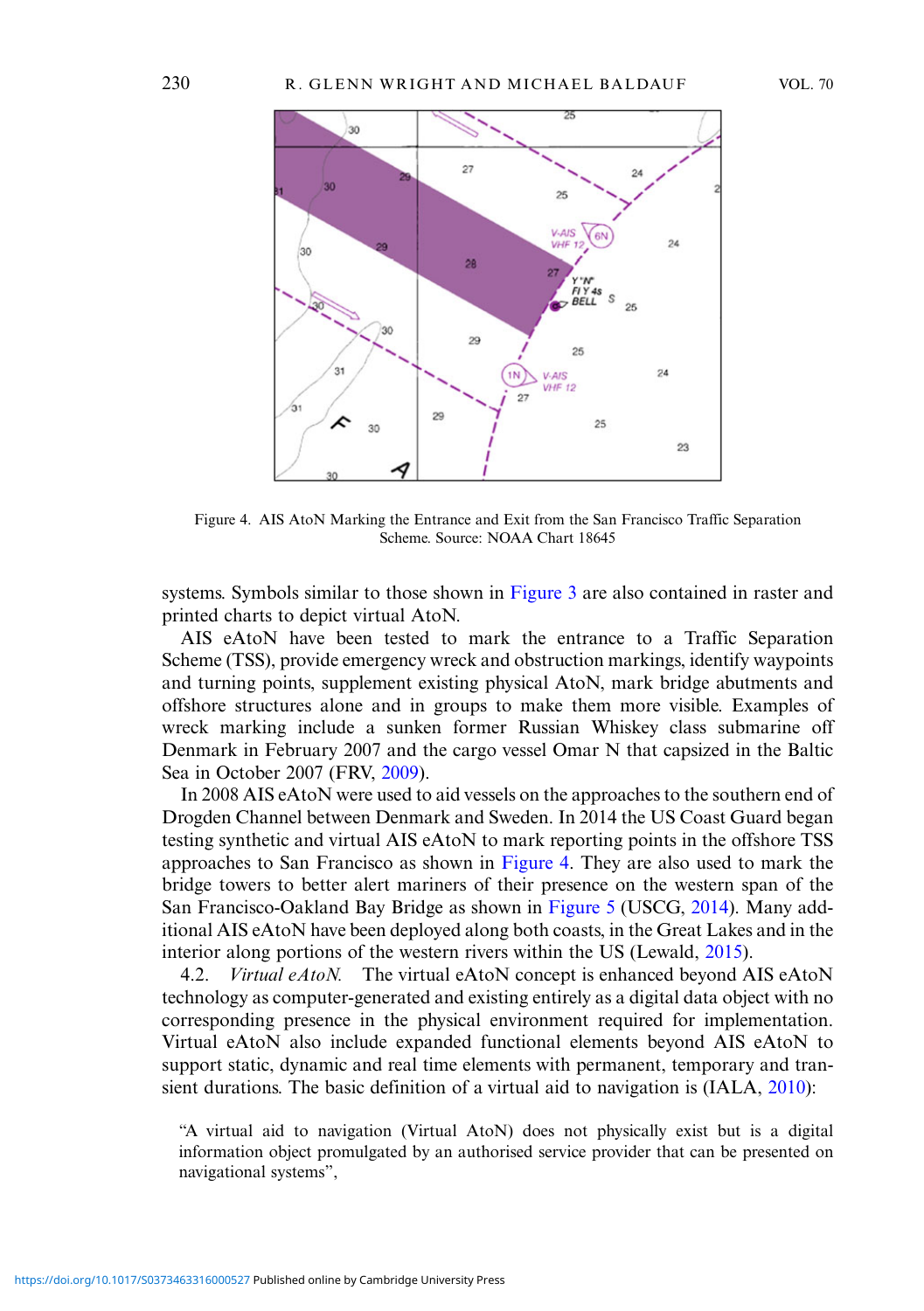Figure 4. AIS AtoN Marking the Entrance and Exit from the San Francisco Traffic Separation Scheme. Source: NOAA Chart 18645

systems. Symbols similar to those shown in Figure 3 are also contained in raster and printed charts to depict virtual AtoN.

AIS eAtoN have been tested to mark the entrance to a Traffic Separation Scheme (TSS), provide emergency wreck and obstruction markings, identify waypoints and turning points, supplement existing physical AtoN, mark bridge abutments and offshore structures alone and in groups to make them more visible. Examples of wreck marking include a sunken former Russian Whiskey class submarine off Denmark in February 2007 and the cargo vessel Omar N that capsized in the Baltic Sea in October 2007 (FRV, 2009).

In 2008 AIS eAtoN were used to aid vessels on the approaches to the southern end of Drogden Channel between Denmark and Sweden. In 2014 the US Coast Guard began testing synthetic and virtual AIS eAtoN to mark reporting points in the offshore TSS approaches to San Francisco as shown in Figure 4. They are also used to mark the bridge towers to better alert mariners of their presence on the western span of the San Francisco-Oakland Bay Bridge as shown in Figure 5 (USCG, 2014). Many additional AIS eAtoN have been deployed along both coasts, in the Great Lakes and in the interior along portions of the western rivers within the US (Lewald, 2015).

4.2. *Virtual eAtoN.* The virtual eAtoN concept is enhanced beyond AIS eAtoN technology as computer-generated and existing entirely as a digital data object with no corresponding presence in the physical environment required for implementation. Virtual eAtoN also include expanded functional elements beyond AIS eAtoN to support static, dynamic and real time elements with permanent, temporary and transient durations. The basic definition of a virtual aid to navigation is (IALA, 2010):

> "A virtual aid to navigation (Virtual AtoN) does not physically exist but is a digital information object promulgated by an authorised service provider that can be presented on navigational systems",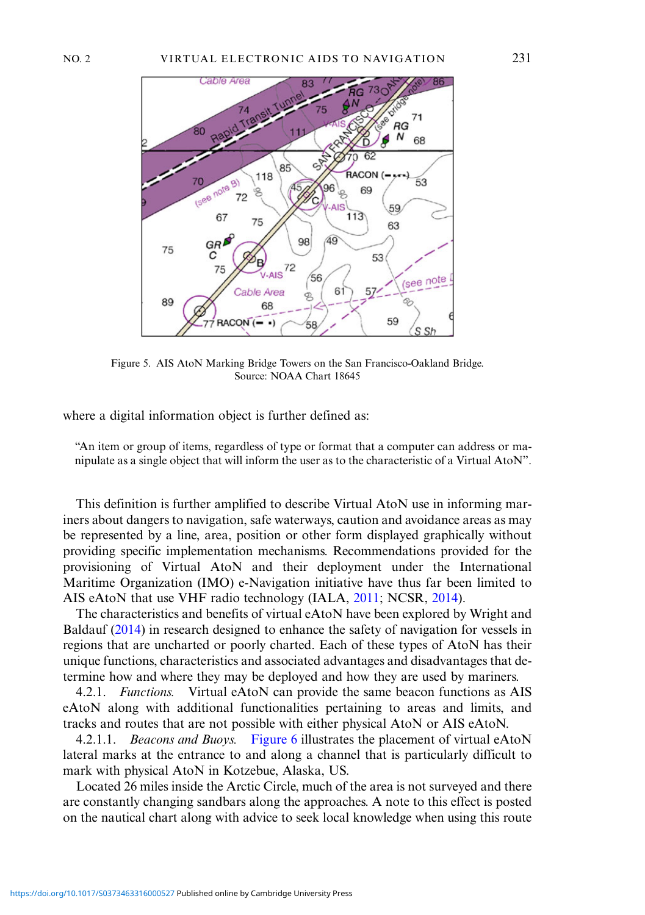Figure 5. AIS AtoN Marking Bridge Towers on the San Francisco-Oakland Bridge. Source: NOAA Chart 18645

where a digital information object is further defined as:

> "An item or group of items, regardless of type or format that a computer can address or manipulate as a single object that will inform the user as to the characteristic of a Virtual AtoN".

This definition is further amplified to describe Virtual AtoN use in informing mariners about dangers to navigation, safe waterways, caution and avoidance areas as may be represented by a line, area, position or other form displayed graphically without providing specific implementation mechanisms. Recommendations provided for the provisioning of Virtual AtoN and their deployment under the International Maritime Organization (IMO) e-Navigation initiative have thus far been limited to AIS eAtoN that use VHF radio technology (IALA, 2011; NCSR, 2014).

The characteristics and benefits of virtual eAtoN have been explored by Wright and Baldauf (2014) in research designed to enhance the safety of navigation for vessels in regions that are uncharted or poorly charted. Each of these types of AtoN has their unique functions, characteristics and associated advantages and disadvantages that determine how and where they may be deployed and how they are used by mariners.

4.2.1. *Functions.* Virtual eAtoN can provide the same beacon functions as AIS eAtoN along with additional functionalities pertaining to areas and limits, and tracks and routes that are not possible with either physical AtoN or AIS eAtoN.

4.2.1.1. *Beacons and Buoys.* Figure 6 illustrates the placement of virtual eAtoN lateral marks at the entrance to and along a channel that is particularly difficult to mark with physical AtoN in Kotzebue, Alaska, US.

Located 26 miles inside the Arctic Circle, much of the area is not surveyed and there are constantly changing sandbars along the approaches. A note to this effect is posted on the nautical chart along with advice to seek local knowledge when using this route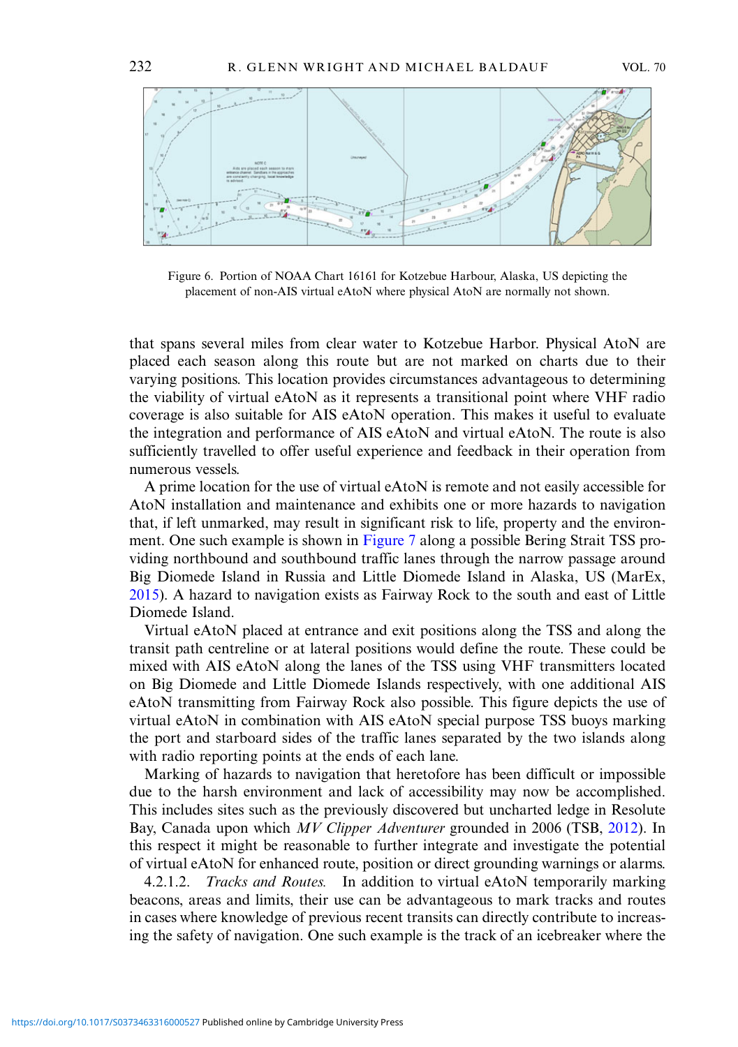Figure 6. Portion of NOAA Chart 16161 for Kotzebue Harbour, Alaska, US depicting the placement of non-AIS virtual eAtoN where physical AtoN are normally not shown.

that spans several miles from clear water to Kotzebue Harbor. Physical AtoN are placed each season along this route but are not marked on charts due to their varying positions. This location provides circumstances advantageous to determining the viability of virtual eAtoN as it represents a transitional point where VHF radio coverage is also suitable for AIS eAtoN operation. This makes it useful to evaluate the integration and performance of AIS eAtoN and virtual eAtoN. The route is also sufficiently travelled to offer useful experience and feedback in their operation from numerous vessels.

A prime location for the use of virtual eAtoN is remote and not easily accessible for AtoN installation and maintenance and exhibits one or more hazards to navigation that, if left unmarked, may result in significant risk to life, property and the environment. One such example is shown in Figure 7 along a possible Bering Strait TSS providing northbound and southbound traffic lanes through the narrow passage around Big Diomede Island in Russia and Little Diomede Island in Alaska, US (MarEx, 2015). A hazard to navigation exists as Fairway Rock to the south and east of Little Diomede Island.

Virtual eAtoN placed at entrance and exit positions along the TSS and along the transit path centreline or at lateral positions would define the route. These could be mixed with AIS eAtoN along the lanes of the TSS using VHF transmitters located on Big Diomede and Little Diomede Islands respectively, with one additional AIS eAtoN transmitting from Fairway Rock also possible. This figure depicts the use of virtual eAtoN in combination with AIS eAtoN special purpose TSS buoys marking the port and starboard sides of the traffic lanes separated by the two islands along with radio reporting points at the ends of each lane.

Marking of hazards to navigation that heretofore has been difficult or impossible due to the harsh environment and lack of accessibility may now be accomplished. This includes sites such as the previously discovered but uncharted ledge in Resolute Bay, Canada upon which *MV Clipper Adventurer* grounded in 2006 (TSB, 2012). In this respect it might be reasonable to further integrate and investigate the potential of virtual eAtoN for enhanced route, position or direct grounding warnings or alarms.

4.2.1.2. *Tracks and Routes.* In addition to virtual eAtoN temporarily marking beacons, areas and limits, their use can be advantageous to mark tracks and routes in cases where knowledge of previous recent transits can directly contribute to increasing the safety of navigation. One such example is the track of an icebreaker where the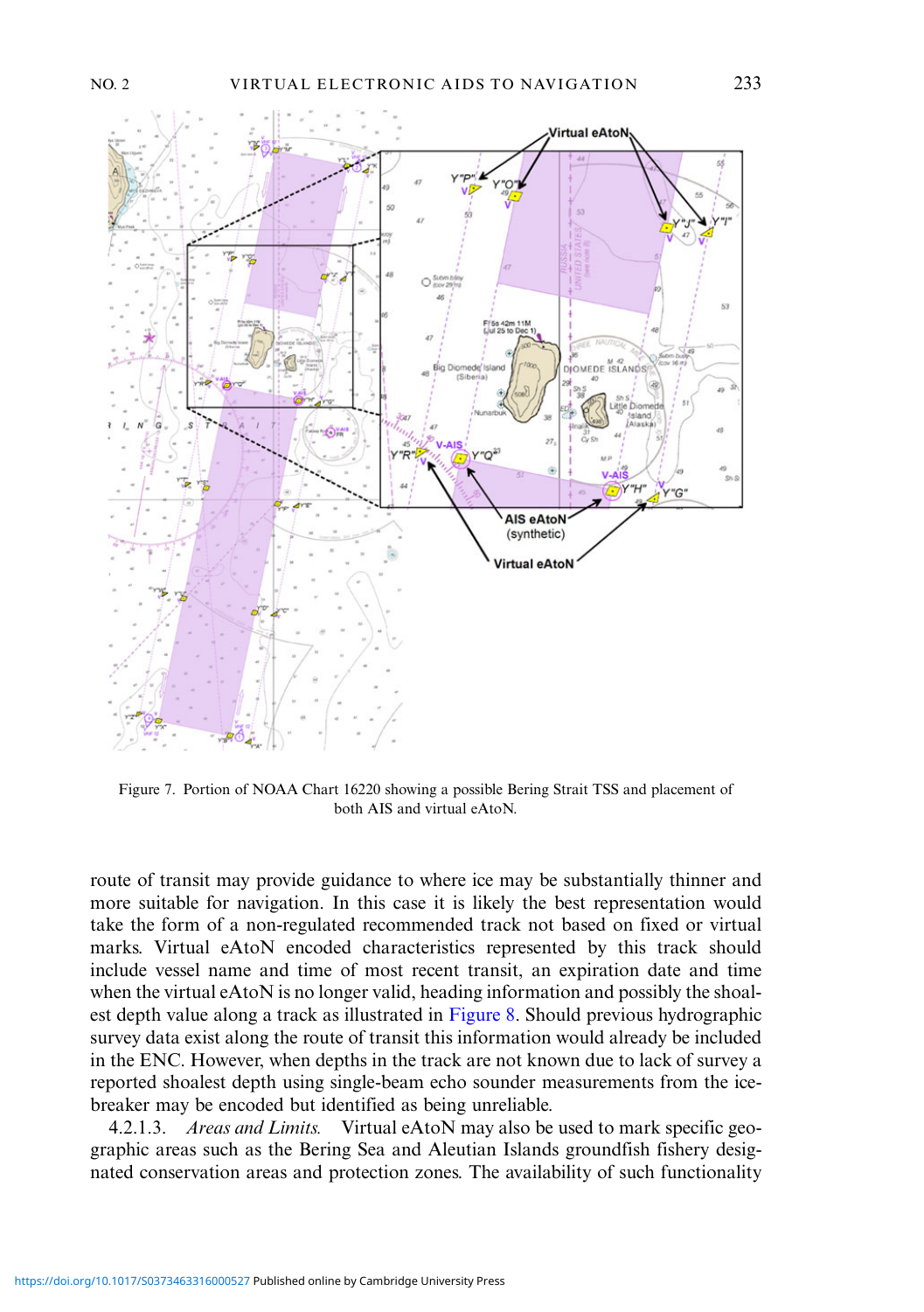Figure 7. Portion of NOAA Chart 16220 showing a possible Bering Strait TSS and placement of both AIS and virtual eAtoN.

route of transit may provide guidance to where ice may be substantially thinner and more suitable for navigation. In this case it is likely the best representation would take the form of a non-regulated recommended track not based on fixed or virtual marks. Virtual eAtoN encoded characteristics represented by this track should include vessel name and time of most recent transit, an expiration date and time when the virtual eAtoN is no longer valid, heading information and possibly the shoalest depth value along a track as illustrated in Figure 8. Should previous hydrographic survey data exist along the route of transit this information would already be included in the ENC. However, when depths in the track are not known due to lack of survey a reported shoalest depth using single-beam echo sounder measurements from the icebreaker may be encoded but identified as being unreliable.

4.2.1.3. *Areas and Limits.* Virtual eAtoN may also be used to mark specific geographic areas such as the Bering Sea and Aleutian Islands groundfish fishery designated conservation areas and protection zones. The availability of such functionality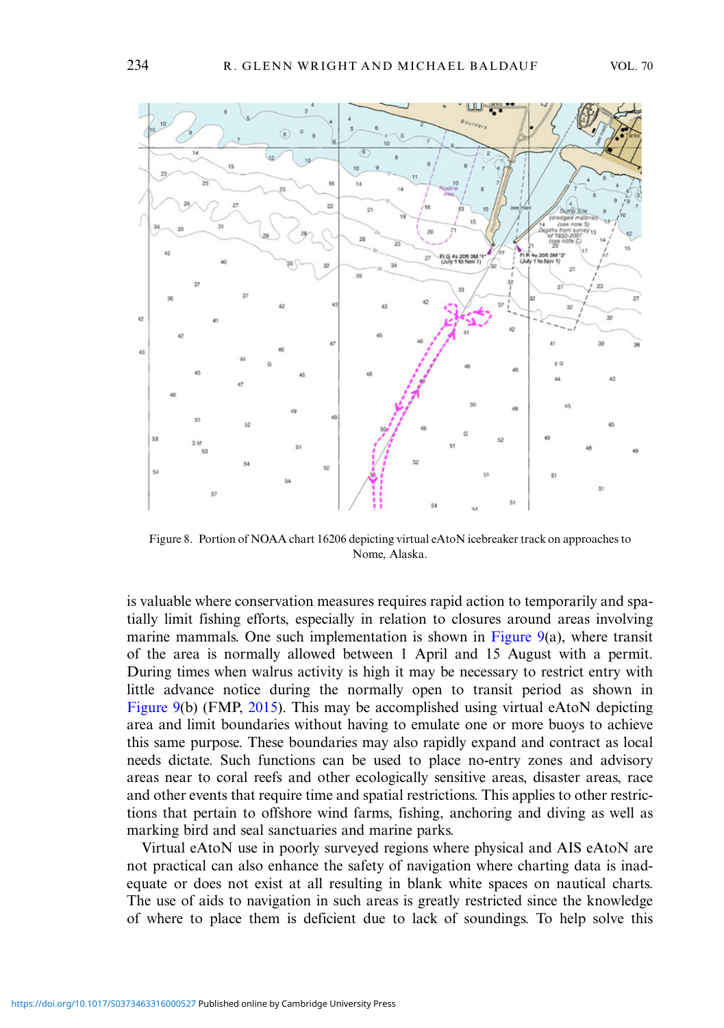Figure 8. Portion of NOAA chart 16206 depicting virtual eAtoN icebreaker track on approaches to Nome, Alaska.

is valuable where conservation measures requires rapid action to temporarily and spatially limit fishing efforts, especially in relation to closures around areas involving marine mammals. One such implementation is shown in Figure 9(a), where transit of the area is normally allowed between 1 April and 15 August with a permit. During times when walrus activity is high it may be necessary to restrict entry with little advance notice during the normally open to transit period as shown in Figure 9(b) (FMP, 2015). This may be accomplished using virtual eAtoN depicting area and limit boundaries without having to emulate one or more buoys to achieve this same purpose. These boundaries may also rapidly expand and contract as local needs dictate. Such functions can be used to place no-entry zones and advisory areas near to coral reefs and other ecologically sensitive areas, disaster areas, race and other events that require time and spatial restrictions. This applies to other restrictions that pertain to offshore wind farms, fishing, anchoring and diving as well as marking bird and seal sanctuaries and marine parks.

Virtual eAtoN use in poorly surveyed regions where physical and AIS eAtoN are not practical can also enhance the safety of navigation where charting data is inadequate or does not exist at all resulting in blank white spaces on nautical charts. The use of aids to navigation in such areas is greatly restricted since the knowledge of where to place them is deficient due to lack of soundings. To help solve this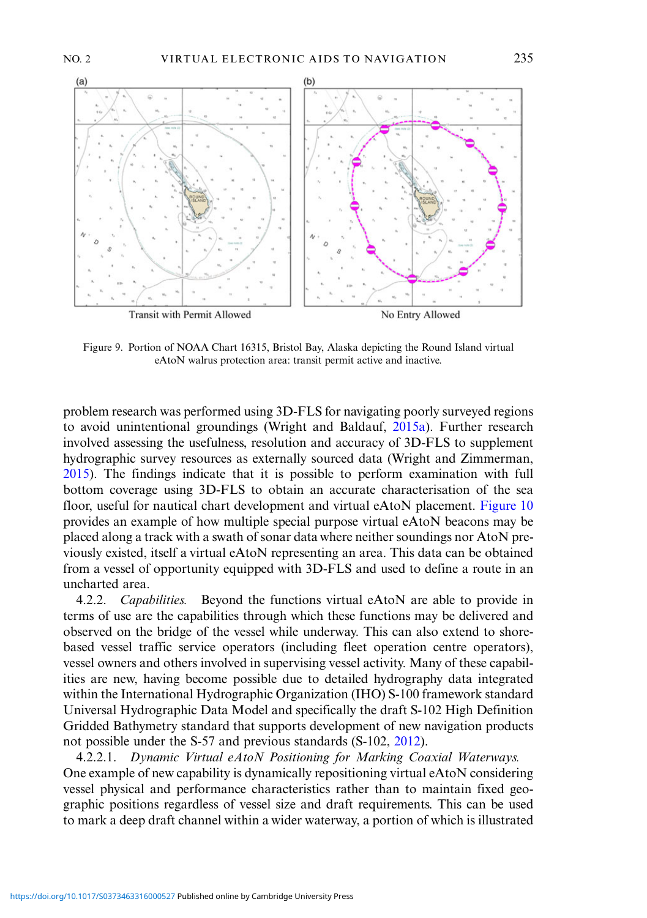(a) Transit with Permit Allowed

(b) No Entry Allowed

Figure 9. Portion of NOAA Chart 16315, Bristol Bay, Alaska depicting the Round Island virtual eAtoN walrus protection area: transit permit active and inactive.

problem research was performed using 3D-FLS for navigating poorly surveyed regions to avoid unintentional groundings (Wright and Baldauf, 2015a). Further research involved assessing the usefulness, resolution and accuracy of 3D-FLS to supplement hydrographic survey resources as externally sourced data (Wright and Zimmerman, 2015). The findings indicate that it is possible to perform examination with full bottom coverage using 3D-FLS to obtain an accurate characterisation of the sea floor, useful for nautical chart development and virtual eAtoN placement. Figure 10 provides an example of how multiple special purpose virtual eAtoN beacons may be placed along a track with a swath of sonar data where neither soundings nor AtoN previously existed, itself a virtual eAtoN representing an area. This data can be obtained from a vessel of opportunity equipped with 3D-FLS and used to define a route in an uncharted area.

4.2.2. *Capabilities.* Beyond the functions virtual eAtoN are able to provide in terms of use are the capabilities through which these functions may be delivered and observed on the bridge of the vessel while underway. This can also extend to shore-based vessel traffic service operators (including fleet operation centre operators), vessel owners and others involved in supervising vessel activity. Many of these capabilities are new, having become possible due to detailed hydrography data integrated within the International Hydrographic Organization (IHO) S-100 framework standard Universal Hydrographic Data Model and specifically the draft S-102 High Definition Gridded Bathymetry standard that supports development of new navigation products not possible under the S-57 and previous standards (S-102, 2012).

4.2.2.1. *Dynamic Virtual eAtoN Positioning for Marking Coaxial Waterways.* One example of new capability is dynamically repositioning virtual eAtoN considering vessel physical and performance characteristics rather than to maintain fixed geographic positions regardless of vessel size and draft requirements. This can be used to mark a deep draft channel within a wider waterway, a portion of which is illustrated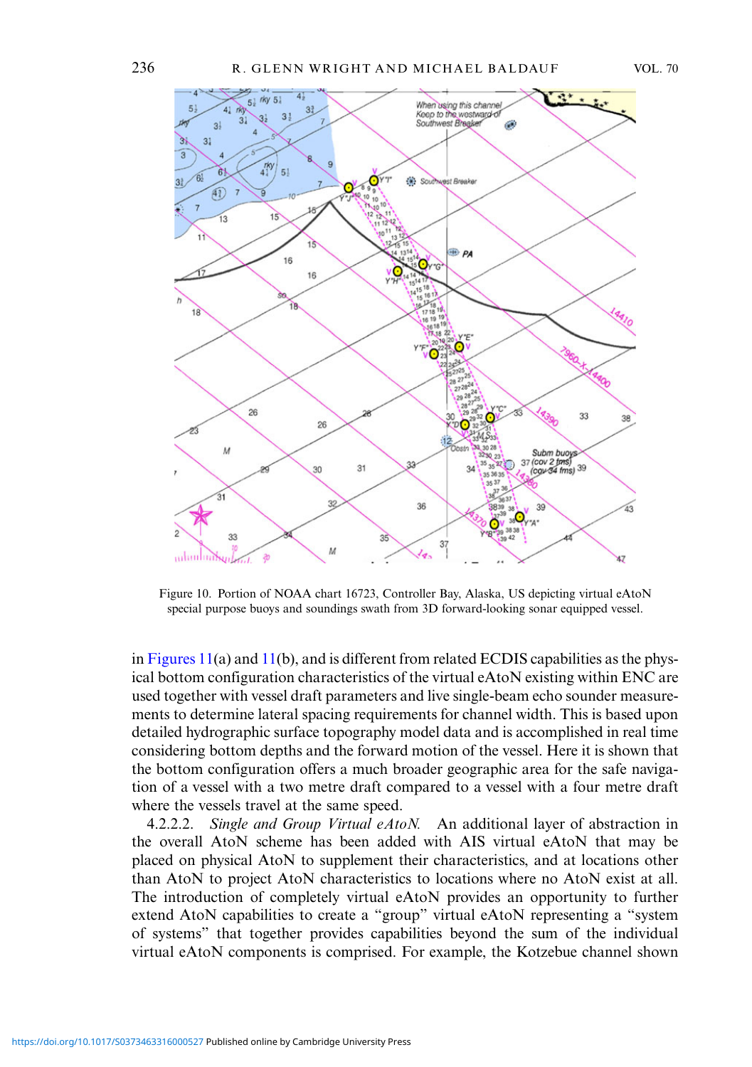Figure 10. Portion of NOAA chart 16723, Controller Bay, Alaska, US depicting virtual eAtoN special purpose buoys and soundings swath from 3D forward-looking sonar equipped vessel.

in Figures 11(a) and 11(b), and is different from related ECDIS capabilities as the physical bottom configuration characteristics of the virtual eAtoN existing within ENC are used together with vessel draft parameters and live single-beam echo sounder measurements to determine lateral spacing requirements for channel width. This is based upon detailed hydrographic surface topography model data and is accomplished in real time considering bottom depths and the forward motion of the vessel. Here it is shown that the bottom configuration offers a much broader geographic area for the safe navigation of a vessel with a two metre draft compared to a vessel with a four metre draft where the vessels travel at the same speed.

4.2.2.2. *Single and Group Virtual eAtoN.* An additional layer of abstraction in the overall AtoN scheme has been added with AIS virtual eAtoN that may be placed on physical AtoN to supplement their characteristics, and at locations other than AtoN to project AtoN characteristics to locations where no AtoN exist at all. The introduction of completely virtual eAtoN provides an opportunity to further extend AtoN capabilities to create a "group" virtual eAtoN representing a "system of systems" that together provides capabilities beyond the sum of the individual virtual eAtoN components is comprised. For example, the Kotzebue channel shown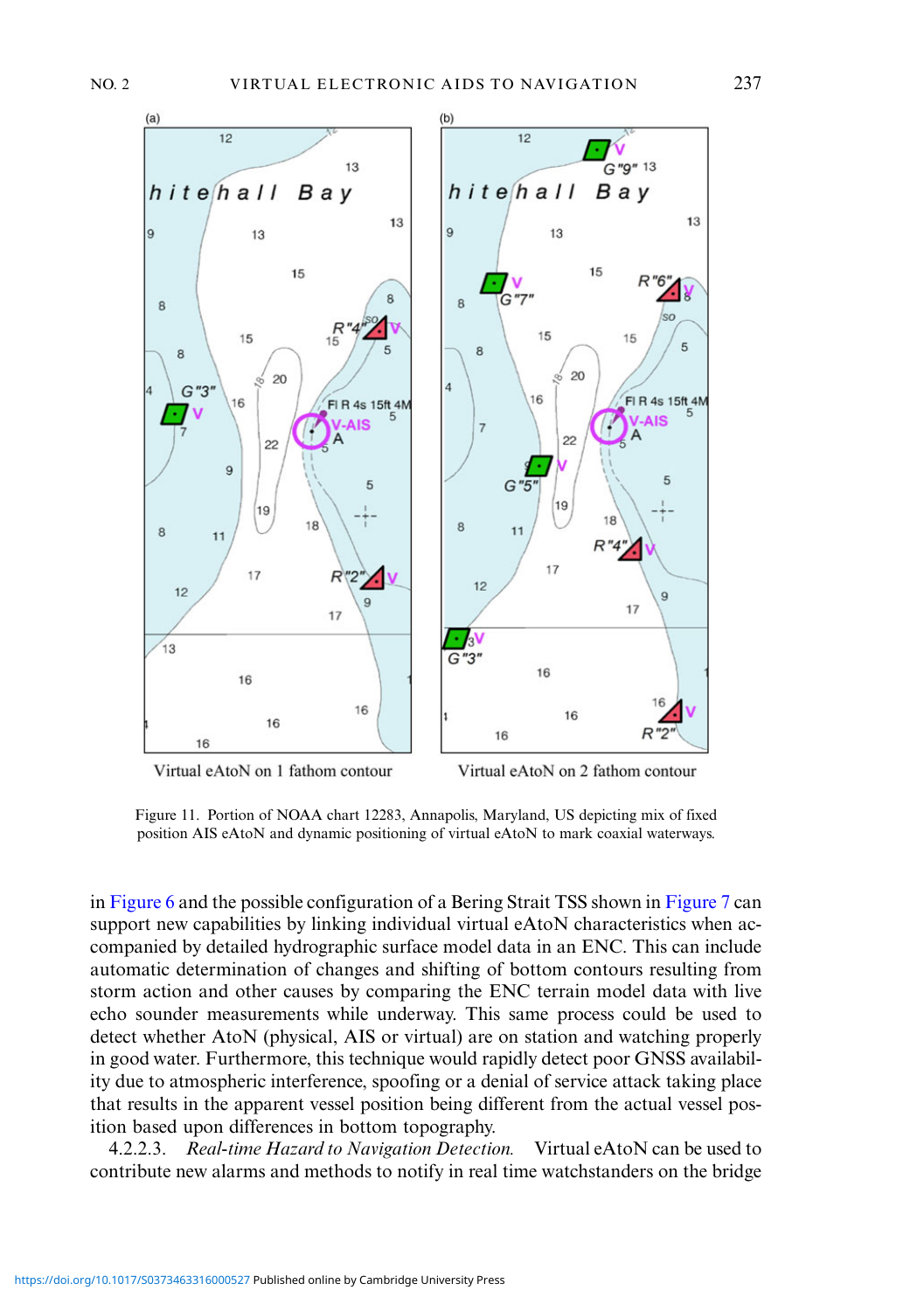Figure 11. Portion of NOAA chart 12283, Annapolis, Maryland, US depicting mix of fixed position AIS eAtoN and dynamic positioning of virtual eAtoN to mark coaxial waterways.

in Figure 6 and the possible configuration of a Bering Strait TSS shown in Figure 7 can support new capabilities by linking individual virtual eAtoN characteristics when accompanied by detailed hydrographic surface model data in an ENC. This can include automatic determination of changes and shifting of bottom contours resulting from storm action and other causes by comparing the ENC terrain model data with live echo sounder measurements while underway. This same process could be used to detect whether AtoN (physical, AIS or virtual) are on station and watching properly in good water. Furthermore, this technique would rapidly detect poor GNSS availability due to atmospheric interference, spoofing or a denial of service attack taking place that results in the apparent vessel position being different from the actual vessel position based upon differences in bottom topography.

4.2.2.3. *Real-time Hazard to Navigation Detection.* Virtual eAtoN can be used to contribute new alarms and methods to notify in real time watchstanders on the bridge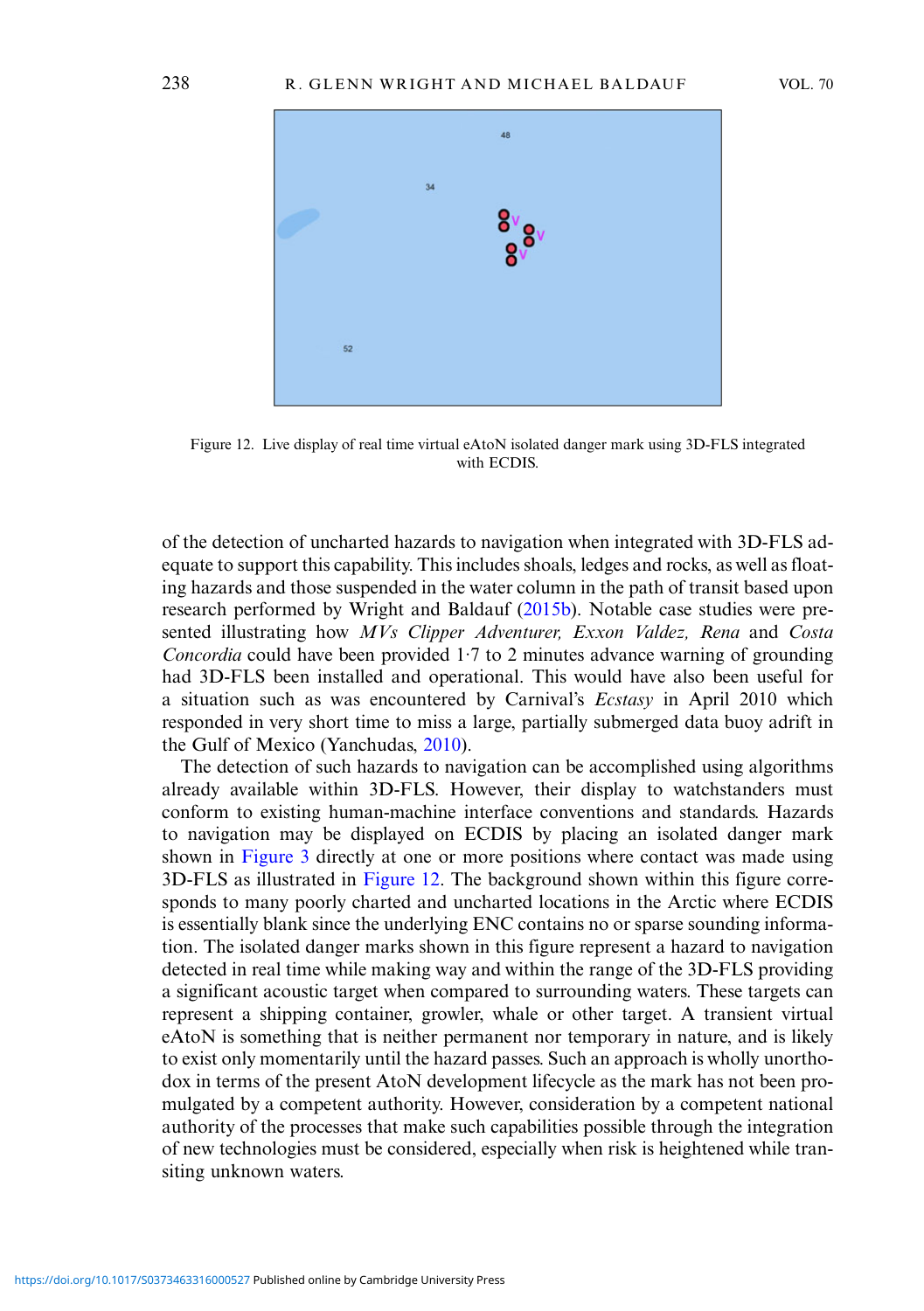Figure 12. Live display of real time virtual eAtoN isolated danger mark using 3D-FLS integrated with ECDIS.

of the detection of uncharted hazards to navigation when integrated with 3D-FLS adequate to support this capability. This includes shoals, ledges and rocks, as well as floating hazards and those suspended in the water column in the path of transit based upon research performed by Wright and Baldauf (2015b). Notable case studies were presented illustrating how *MVs Clipper Adventurer, Exxon Valdez, Rena* and *Costa Concordia* could have been provided 1·7 to 2 minutes advance warning of grounding had 3D-FLS been installed and operational. This would have also been useful for a situation such as was encountered by Carnival's *Ecstasy* in April 2010 which responded in very short time to miss a large, partially submerged data buoy adrift in the Gulf of Mexico (Yanchudas, 2010).

The detection of such hazards to navigation can be accomplished using algorithms already available within 3D-FLS. However, their display to watchstanders must conform to existing human-machine interface conventions and standards. Hazards to navigation may be displayed on ECDIS by placing an isolated danger mark shown in Figure 3 directly at one or more positions where contact was made using 3D-FLS as illustrated in Figure 12. The background shown within this figure corresponds to many poorly charted and uncharted locations in the Arctic where ECDIS is essentially blank since the underlying ENC contains no or sparse sounding information. The isolated danger marks shown in this figure represent a hazard to navigation detected in real time while making way and within the range of the 3D-FLS providing a significant acoustic target when compared to surrounding waters. These targets can represent a shipping container, growler, whale or other target. A transient virtual eAtoN is something that is neither permanent nor temporary in nature, and is likely to exist only momentarily until the hazard passes. Such an approach is wholly unorthodox in terms of the present AtoN development lifecycle as the mark has not been promulgated by a competent authority. However, consideration by a competent national authority of the processes that make such capabilities possible through the integration of new technologies must be considered, especially when risk is heightened while transiting unknown waters.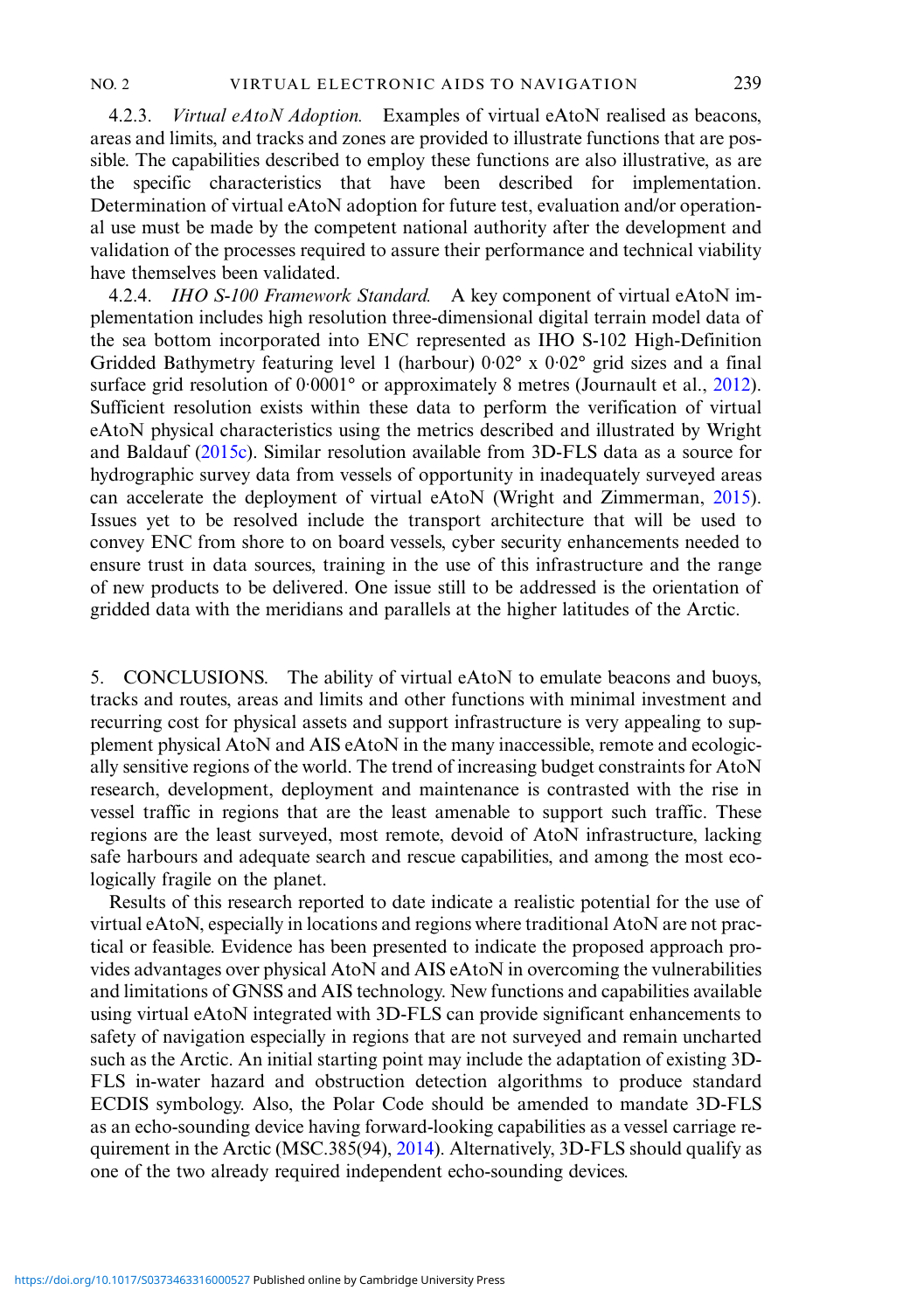4.2.3. *Virtual eAtoN Adoption.* Examples of virtual eAtoN realised as beacons, areas and limits, and tracks and zones are provided to illustrate functions that are possible. The capabilities described to employ these functions are also illustrative, as are the specific characteristics that have been described for implementation. Determination of virtual eAtoN adoption for future test, evaluation and/or operational use must be made by the competent national authority after the development and validation of the processes required to assure their performance and technical viability have themselves been validated.

4.2.4. *IHO S-100 Framework Standard.* A key component of virtual eAtoN implementation includes high resolution three-dimensional digital terrain model data of the sea bottom incorporated into ENC represented as IHO S-102 High-Definition Gridded Bathymetry featuring level 1 (harbour) 0·02° x 0·02° grid sizes and a final surface grid resolution of 0·0001° or approximately 8 metres (Journault et al., 2012). Sufficient resolution exists within these data to perform the verification of virtual eAtoN physical characteristics using the metrics described and illustrated by Wright and Baldauf (2015c). Similar resolution available from 3D-FLS data as a source for hydrographic survey data from vessels of opportunity in inadequately surveyed areas can accelerate the deployment of virtual eAtoN (Wright and Zimmerman, 2015). Issues yet to be resolved include the transport architecture that will be used to convey ENC from shore to on board vessels, cyber security enhancements needed to ensure trust in data sources, training in the use of this infrastructure and the range of new products to be delivered. One issue still to be addressed is the orientation of gridded data with the meridians and parallels at the higher latitudes of the Arctic.

## 5. CONCLUSIONS.

The ability of virtual eAtoN to emulate beacons and buoys, tracks and routes, areas and limits and other functions with minimal investment and recurring cost for physical assets and support infrastructure is very appealing to supplement physical AtoN and AIS eAtoN in the many inaccessible, remote and ecologically sensitive regions of the world. The trend of increasing budget constraints for AtoN research, development, deployment and maintenance is contrasted with the rise in vessel traffic in regions that are the least amenable to support such traffic. These regions are the least surveyed, most remote, devoid of AtoN infrastructure, lacking safe harbours and adequate search and rescue capabilities, and among the most ecologically fragile on the planet.

Results of this research reported to date indicate a realistic potential for the use of virtual eAtoN, especially in locations and regions where traditional AtoN are not practical or feasible. Evidence has been presented to indicate the proposed approach provides advantages over physical AtoN and AIS eAtoN in overcoming the vulnerabilities and limitations of GNSS and AIS technology. New functions and capabilities available using virtual eAtoN integrated with 3D-FLS can provide significant enhancements to safety of navigation especially in regions that are not surveyed and remain uncharted such as the Arctic. An initial starting point may include the adaptation of existing 3D-FLS in-water hazard and obstruction detection algorithms to produce standard ECDIS symbology. Also, the Polar Code should be amended to mandate 3D-FLS as an echo-sounding device having forward-looking capabilities as a vessel carriage requirement in the Arctic (MSC.385(94), 2014). Alternatively, 3D-FLS should qualify as one of the two already required independent echo-sounding devices.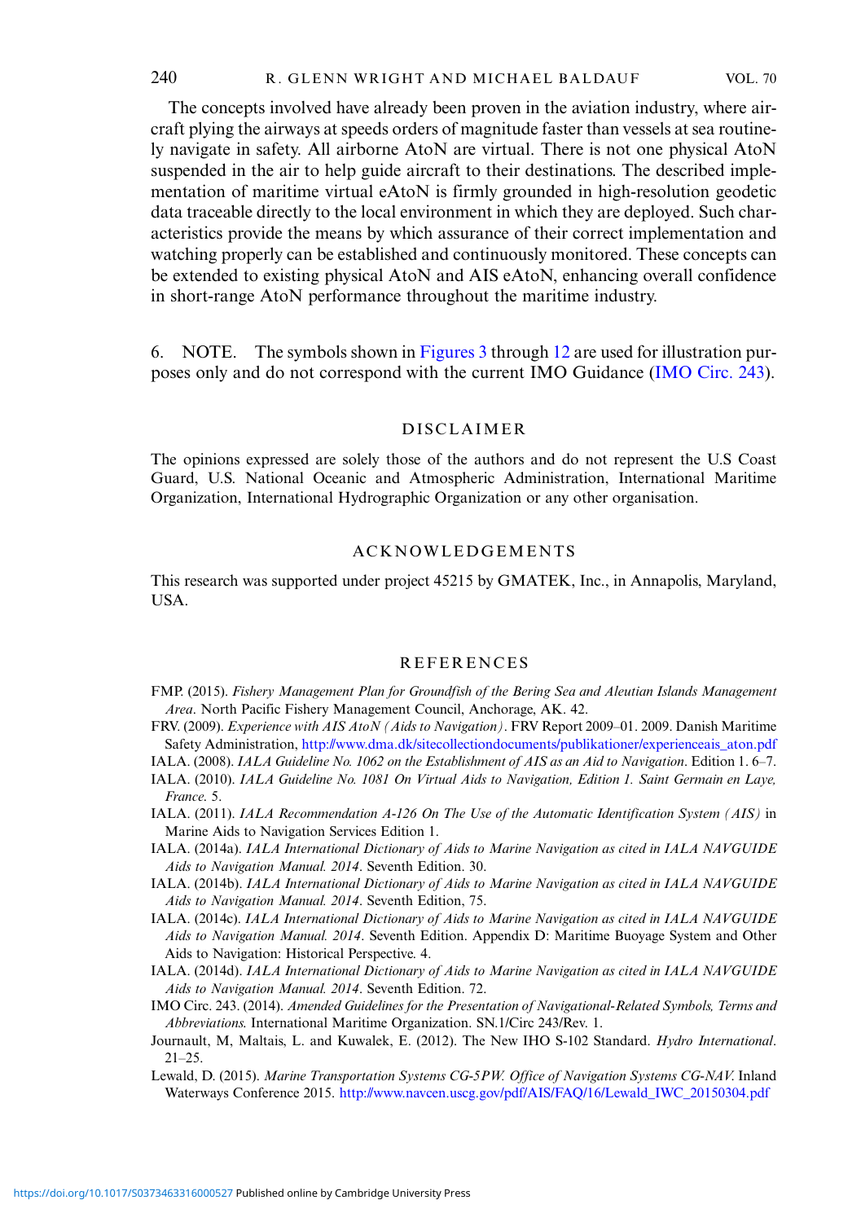The concepts involved have already been proven in the aviation industry, where aircraft plying the airways at speeds orders of magnitude faster than vessels at sea routinely navigate in safety. All airborne AtoN are virtual. There is not one physical AtoN suspended in the air to help guide aircraft to their destinations. The described implementation of maritime virtual eAtoN is firmly grounded in high-resolution geodetic data traceable directly to the local environment in which they are deployed. Such characteristics provide the means by which assurance of their correct implementation and watching properly can be established and continuously monitored. These concepts can be extended to existing physical AtoN and AIS eAtoN, enhancing overall confidence in short-range AtoN performance throughout the maritime industry.

## 6. NOTE.

The symbols shown in Figures 3 through 12 are used for illustration purposes only and do not correspond with the current IMO Guidance (IMO Circ. 243).

## DISCLAIMER

The opinions expressed are solely those of the authors and do not represent the U.S Coast Guard, U.S. National Oceanic and Atmospheric Administration, International Maritime Organization, International Hydrographic Organization or any other organisation.

## ACKNOWLEDGEMENTS

This research was supported under project 45215 by GMATEK, Inc., in Annapolis, Maryland, USA.

## REFERENCES

FMP. (2015). *Fishery Management Plan for Groundfish of the Bering Sea and Aleutian Islands Management Area*. North Pacific Fishery Management Council, Anchorage, AK. 42.

FRV. (2009). *Experience with AIS AtoN (Aids to Navigation)*. FRV Report 2009–01. 2009. Danish Maritime Safety Administration, http://www.dma.dk/sitecollectiondocuments/publikationer/experienceais_aton.pdf

IALA. (2008). *IALA Guideline No. 1062 on the Establishment of AIS as an Aid to Navigation*. Edition 1. 6–7.

IALA. (2010). *IALA Guideline No. 1081 On Virtual Aids to Navigation, Edition 1. Saint Germain en Laye, France*. 5.

IALA. (2011). *IALA Recommendation A-126 On The Use of the Automatic Identification System (AIS)* in Marine Aids to Navigation Services Edition 1.

IALA. (2014a). *IALA International Dictionary of Aids to Marine Navigation as cited in IALA NAVGUIDE Aids to Navigation Manual. 2014*. Seventh Edition. 30.

IALA. (2014b). *IALA International Dictionary of Aids to Marine Navigation as cited in IALA NAVGUIDE Aids to Navigation Manual. 2014*. Seventh Edition, 75.

IALA. (2014c). *IALA International Dictionary of Aids to Marine Navigation as cited in IALA NAVGUIDE Aids to Navigation Manual. 2014*. Seventh Edition. Appendix D: Maritime Buoyage System and Other Aids to Navigation: Historical Perspective. 4.

IALA. (2014d). *IALA International Dictionary of Aids to Marine Navigation as cited in IALA NAVGUIDE Aids to Navigation Manual. 2014*. Seventh Edition. 72.

IMO Circ. 243. (2014). *Amended Guidelines for the Presentation of Navigational-Related Symbols, Terms and Abbreviations.* International Maritime Organization. SN.1/Circ 243/Rev. 1.

Journault, M, Maltais, L. and Kuwalek, E. (2012). The New IHO S-102 Standard. *Hydro International*. 21–25.

Lewald, D. (2015). *Marine Transportation Systems CG-5PW. Office of Navigation Systems CG-NAV.* Inland Waterways Conference 2015. http://www.navcen.uscg.gov/pdf/AIS/FAQ/16/Lewald_IWC_20150304.pdf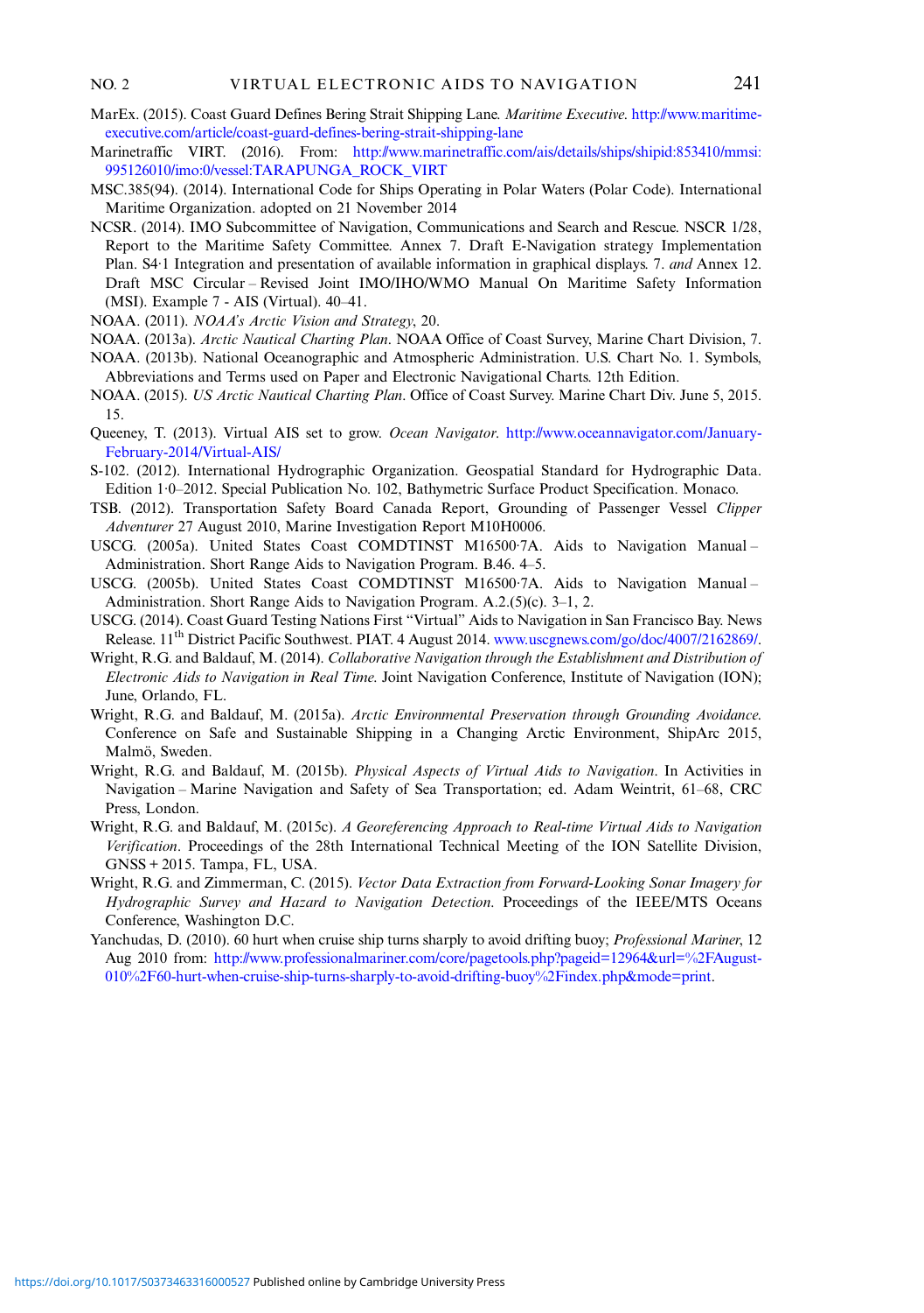MarEx. (2015). Coast Guard Defines Bering Strait Shipping Lane. *Maritime Executive*. http://www.maritime-executive.com/article/coast-guard-defines-bering-strait-shipping-lane

Marinetraffic VIRT. (2016). From: http://www.marinetraffic.com/ais/details/ships/shipid:853410/mmsi:995126010/imo:0/vessel:TARAPUNGA_ROCK_VIRT

MSC.385(94). (2014). International Code for Ships Operating in Polar Waters (Polar Code). International Maritime Organization. adopted on 21 November 2014

NCSR. (2014). IMO Subcommittee of Navigation, Communications and Search and Rescue. NSCR 1/28, Report to the Maritime Safety Committee. Annex 7. Draft E-Navigation strategy Implementation Plan. S4·1 Integration and presentation of available information in graphical displays. 7. *and* Annex 12. Draft MSC Circular – Revised Joint IMO/IHO/WMO Manual On Maritime Safety Information (MSI). Example 7 - AIS (Virtual). 40–41.

NOAA. (2011). *NOAA's Arctic Vision and Strategy*, 20.

NOAA. (2013a). *Arctic Nautical Charting Plan*. NOAA Office of Coast Survey, Marine Chart Division, 7.

NOAA. (2013b). National Oceanographic and Atmospheric Administration. U.S. Chart No. 1. Symbols, Abbreviations and Terms used on Paper and Electronic Navigational Charts. 12th Edition.

NOAA. (2015). *US Arctic Nautical Charting Plan*. Office of Coast Survey. Marine Chart Div. June 5, 2015. 15.

Queeney, T. (2013). Virtual AIS set to grow. *Ocean Navigator*. http://www.oceannavigator.com/January-February-2014/Virtual-AIS/

S-102. (2012). International Hydrographic Organization. Geospatial Standard for Hydrographic Data. Edition 1·0–2012. Special Publication No. 102, Bathymetric Surface Product Specification. Monaco.

TSB. (2012). Transportation Safety Board Canada Report, Grounding of Passenger Vessel *Clipper Adventurer* 27 August 2010, Marine Investigation Report M10H0006.

USCG. (2005a). United States Coast COMDTINST M16500·7A. Aids to Navigation Manual – Administration. Short Range Aids to Navigation Program. B.46. 4–5.

USCG. (2005b). United States Coast COMDTINST M16500·7A. Aids to Navigation Manual – Administration. Short Range Aids to Navigation Program. A.2.(5)(c). 3–1, 2.

USCG. (2014). Coast Guard Testing Nations First "Virtual" Aids to Navigation in San Francisco Bay. News Release. 11th District Pacific Southwest. PIAT. 4 August 2014. www.uscgnews.com/go/doc/4007/2162869/.

Wright, R.G. and Baldauf, M. (2014). *Collaborative Navigation through the Establishment and Distribution of Electronic Aids to Navigation in Real Time*. Joint Navigation Conference, Institute of Navigation (ION); June, Orlando, FL.

Wright, R.G. and Baldauf, M. (2015a). *Arctic Environmental Preservation through Grounding Avoidance*. Conference on Safe and Sustainable Shipping in a Changing Arctic Environment, ShipArc 2015, Malmö, Sweden.

Wright, R.G. and Baldauf, M. (2015b). *Physical Aspects of Virtual Aids to Navigation*. In Activities in Navigation – Marine Navigation and Safety of Sea Transportation; ed. Adam Weintrit, 61–68, CRC Press, London.

Wright, R.G. and Baldauf, M. (2015c). *A Georeferencing Approach to Real-time Virtual Aids to Navigation Verification*. Proceedings of the 28th International Technical Meeting of the ION Satellite Division, GNSS + 2015. Tampa, FL, USA.

Wright, R.G. and Zimmerman, C. (2015). *Vector Data Extraction from Forward-Looking Sonar Imagery for Hydrographic Survey and Hazard to Navigation Detection*. Proceedings of the IEEE/MTS Oceans Conference, Washington D.C.

Yanchudas, D. (2010). 60 hurt when cruise ship turns sharply to avoid drifting buoy; *Professional Mariner*, 12 Aug 2010 from: http://www.professionalmariner.com/core/pagetools.php?pageid=12964&url=%2FAugust-010%2F60-hurt-when-cruise-ship-turns-sharply-to-avoid-drifting-buoy%2Findex.php&mode=print.